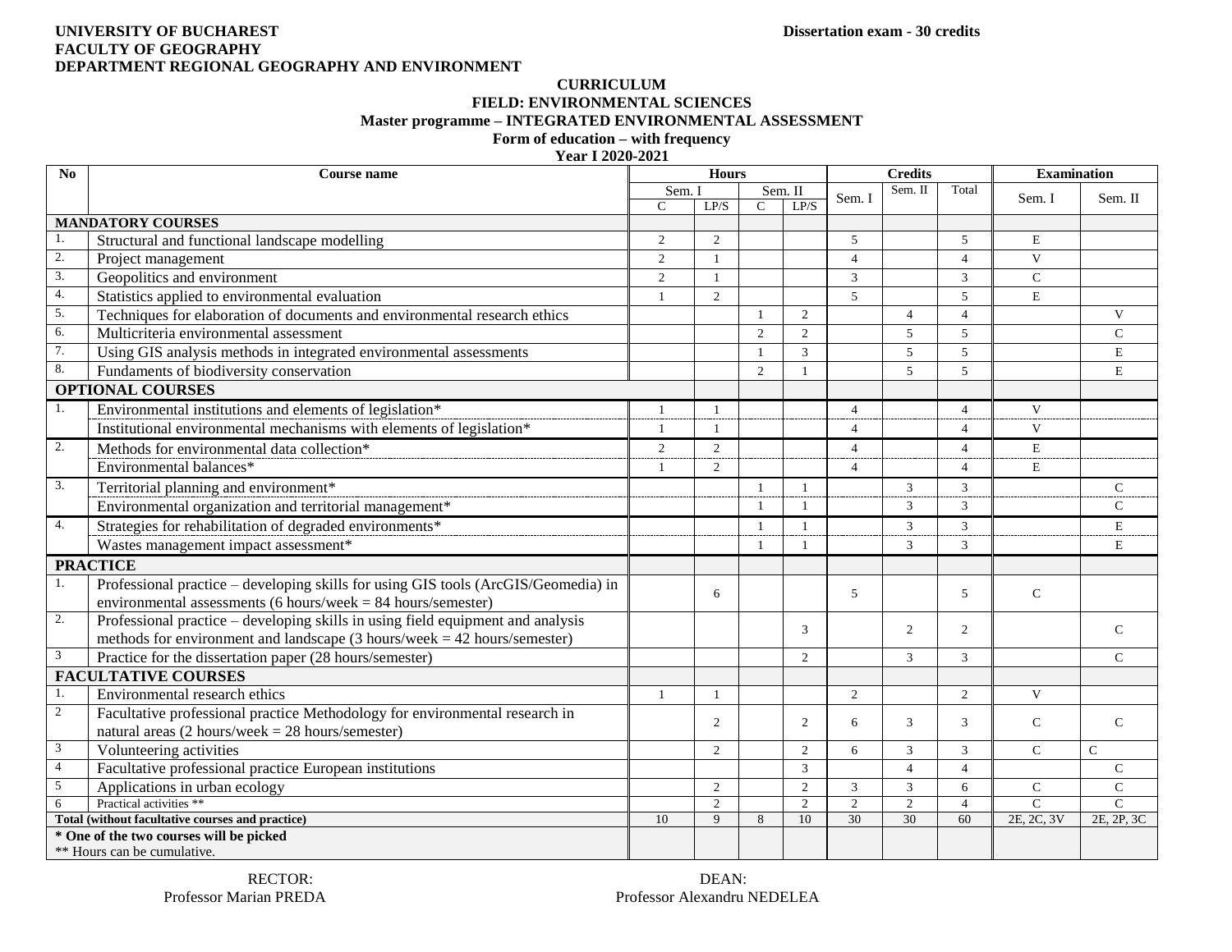**UNIVERSITY OF BUCHAREST**
**FACULTY OF GEOGRAPHY**
**DEPARTMENT REGIONAL GEOGRAPHY AND ENVIRONMENT**

**Dissertation exam - 30 credits**

**CURRICULUM**
**FIELD: ENVIRONMENTAL SCIENCES**
**Master programme – INTEGRATED ENVIRONMENTAL ASSESSMENT**
**Form of education – with frequency**
**Year I 2020-2021**

| No | Course name | Hours | | | | Credits | | | Examination | |
|---|---|---|---|---|---|---|---|---|---|---|
| | | Sem. I | | Sem. II | | Sem. I | Sem. II | Total | Sem. I | Sem. II |
| | | C | LP/S | C | LP/S | | | | | |
| **MANDATORY COURSES** | | | | | | | | | | |
| 1. | Structural and functional landscape modelling | 2 | 2 | | | 5 | | 5 | E | |
| 2. | Project management | 2 | 1 | | | 4 | | 4 | V | |
| 3. | Geopolitics and environment | 2 | 1 | | | 3 | | 3 | C | |
| 4. | Statistics applied to environmental evaluation | 1 | 2 | | | 5 | | 5 | E | |
| 5. | Techniques for elaboration of documents and environmental research ethics | | | 1 | 2 | | 4 | 4 | | V |
| 6. | Multicriteria environmental assessment | | | 2 | 2 | | 5 | 5 | | C |
| 7. | Using GIS analysis methods in integrated environmental assessments | | | 1 | 3 | | 5 | 5 | | E |
| 8. | Fundaments of biodiversity conservation | | | 2 | 1 | | 5 | 5 | | E |
| **OPTIONAL COURSES** | | | | | | | | | | |
| 1. | Environmental institutions and elements of legislation* | 1 | 1 | | | 4 | | 4 | V | |
| | Institutional environmental mechanisms with elements of legislation* | 1 | 1 | | | 4 | | 4 | V | |
| 2. | Methods for environmental data collection* | 2 | 2 | | | 4 | | 4 | E | |
| | Environmental balances* | 1 | 2 | | | 4 | | 4 | E | |
| 3. | Territorial planning and environment* | | | 1 | 1 | | 3 | 3 | | C |
| | Environmental organization and territorial management* | | | 1 | 1 | | 3 | 3 | | C |
| 4. | Strategies for rehabilitation of degraded environments* | | | 1 | 1 | | 3 | 3 | | E |
| | Wastes management impact assessment* | | | 1 | 1 | | 3 | 3 | | E |
| **PRACTICE** | | | | | | | | | | |
| 1. | Professional practice – developing skills for using GIS tools (ArcGIS/Geomedia) in environmental assessments (6 hours/week = 84 hours/semester) | | 6 | | | 5 | | 5 | C | |
| 2. | Professional practice – developing skills in using field equipment and analysis methods for environment and landscape (3 hours/week = 42 hours/semester) | | | | 3 | | 2 | 2 | | C |
| 3 | Practice for the dissertation paper (28 hours/semester) | | | | 2 | | 3 | 3 | | C |
| **FACULTATIVE COURSES** | | | | | | | | | | |
| 1. | Environmental research ethics | 1 | 1 | | | 2 | | 2 | V | |
| 2 | Facultative professional practice Methodology for environmental research in natural areas (2 hours/week = 28 hours/semester) | | 2 | | 2 | 6 | 3 | 3 | C | C |
| 3 | Volunteering activities | | 2 | | 2 | 6 | 3 | 3 | C | C |
| 4 | Facultative professional practice European institutions | | | | 3 | | 4 | 4 | | C |
| 5 | Applications in urban ecology | | 2 | | 2 | 3 | 3 | 6 | C | C |
| 6 | Practical activities ** | | 2 | | 2 | 2 | 2 | 4 | C | C |
| **Total (without facultative courses and practice)** | | 10 | 9 | 8 | 10 | 30 | 30 | 60 | 2E, 2C, 3V | 2E, 2P, 3C |
| **\* One of the two courses will be picked** | | | | | | | | | | |
| ** Hours can be cumulative. | | | | | | | | | | |

RECTOR:
Professor Marian PREDA

DEAN:
Professor Alexandru NEDELEA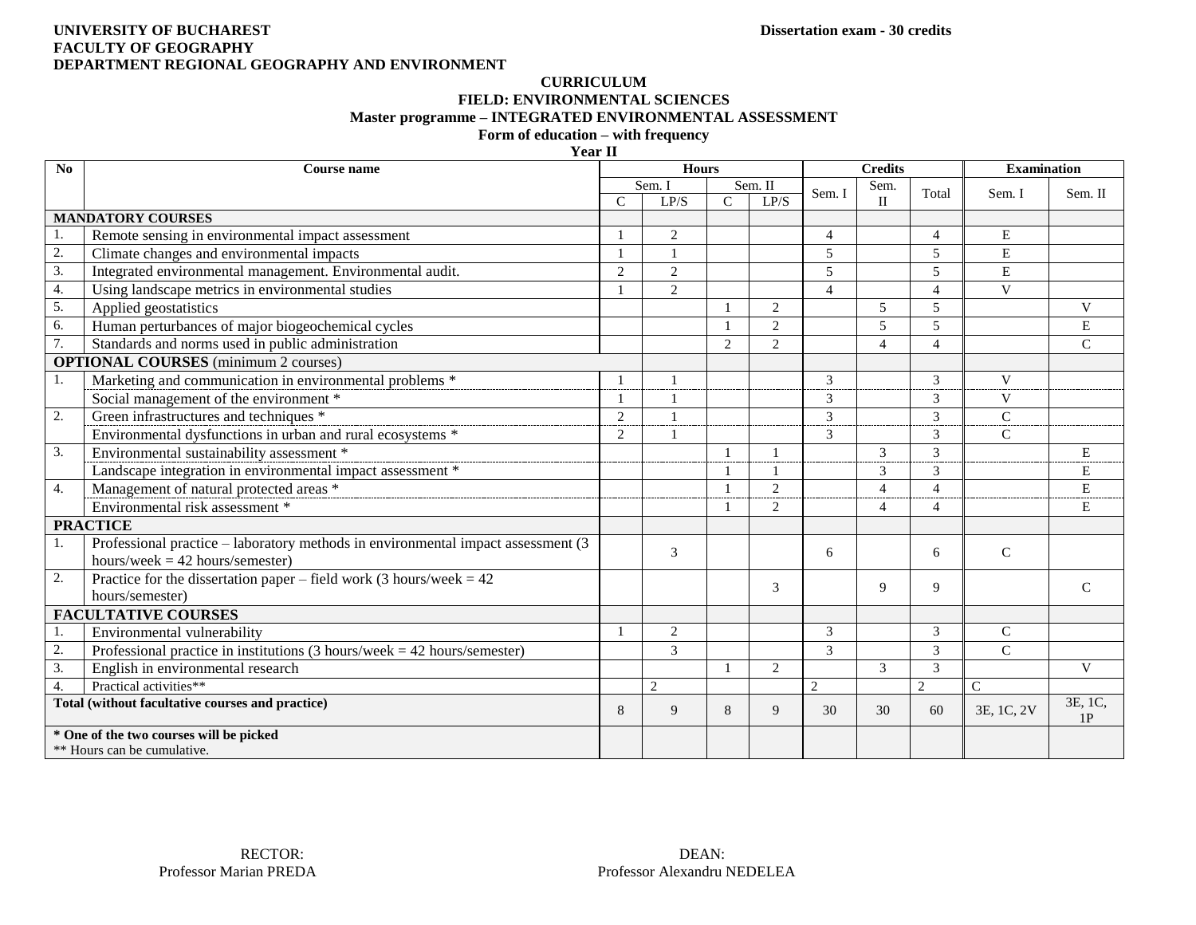**UNIVERSITY OF BUCHAREST**
**FACULTY OF GEOGRAPHY**
**DEPARTMENT REGIONAL GEOGRAPHY AND ENVIRONMENT**

**Dissertation exam - 30 credits**

**CURRICULUM**
**FIELD: ENVIRONMENTAL SCIENCES**
**Master programme – INTEGRATED ENVIRONMENTAL ASSESSMENT**
**Form of education – with frequency**
**Year II**

| No | Course name | Hours | | | | Credits | | | Examination | |
|---|---|---|---|---|---|---|---|---|---|---|
| | | Sem. I | | Sem. II | | Sem. I | Sem. II | Total | Sem. I | Sem. II |
| | | C | LP/S | C | LP/S | | | | | |
| **MANDATORY COURSES** | | | | | | | | | | |
| 1. | Remote sensing in environmental impact assessment | 1 | 2 | | | 4 | | 4 | E | |
| 2. | Climate changes and environmental impacts | 1 | 1 | | | 5 | | 5 | E | |
| 3. | Integrated environmental management. Environmental audit. | 2 | 2 | | | 5 | | 5 | E | |
| 4. | Using landscape metrics in environmental studies | 1 | 2 | | | 4 | | 4 | V | |
| 5. | Applied geostatistics | | | 1 | 2 | | 5 | 5 | | V |
| 6. | Human perturbances of major biogeochemical cycles | | | 1 | 2 | | 5 | 5 | | E |
| 7. | Standards and norms used in public administration | | | 2 | 2 | | 4 | 4 | | C |
| **OPTIONAL COURSES** (minimum 2 courses) | | | | | | | | | | |
| 1. | Marketing and communication in environmental problems * | 1 | 1 | | | 3 | | 3 | V | |
| | Social management of the environment * | 1 | 1 | | | 3 | | 3 | V | |
| 2. | Green infrastructures and techniques * | 2 | 1 | | | 3 | | 3 | C | |
| | Environmental dysfunctions in urban and rural ecosystems * | 2 | 1 | | | 3 | | 3 | C | |
| 3. | Environmental sustainability assessment * | | | 1 | 1 | | 3 | 3 | | E |
| | Landscape integration in environmental impact assessment * | | | 1 | 1 | | 3 | 3 | | E |
| 4. | Management of natural protected areas * | | | 1 | 2 | | 4 | 4 | | E |
| | Environmental risk assessment * | | | 1 | 2 | | 4 | 4 | | E |
| **PRACTICE** | | | | | | | | | | |
| 1. | Professional practice – laboratory methods in environmental impact assessment (3 hours/week = 42 hours/semester) | | 3 | | | 6 | | 6 | C | |
| 2. | Practice for the dissertation paper – field work (3 hours/week = 42 hours/semester) | | | | 3 | | 9 | 9 | | C |
| **FACULTATIVE COURSES** | | | | | | | | | | |
| 1. | Environmental vulnerability | 1 | 2 | | | 3 | | 3 | C | |
| 2. | Professional practice in institutions (3 hours/week = 42 hours/semester) | | 3 | | | 3 | | 3 | C | |
| 3. | English in environmental research | | | 1 | 2 | | 3 | 3 | | V |
| 4. | Practical activities** | | 2 | | | 2 | | 2 | C | |
| **Total (without facultative courses and practice)** | | 8 | 9 | 8 | 9 | 30 | 30 | 60 | 3E, 1C, 2V | 3E, 1C, 1P |

**\* One of the two courses will be picked**
** Hours can be cumulative.

RECTOR:
Professor Marian PREDA

DEAN:
Professor Alexandru NEDELEA